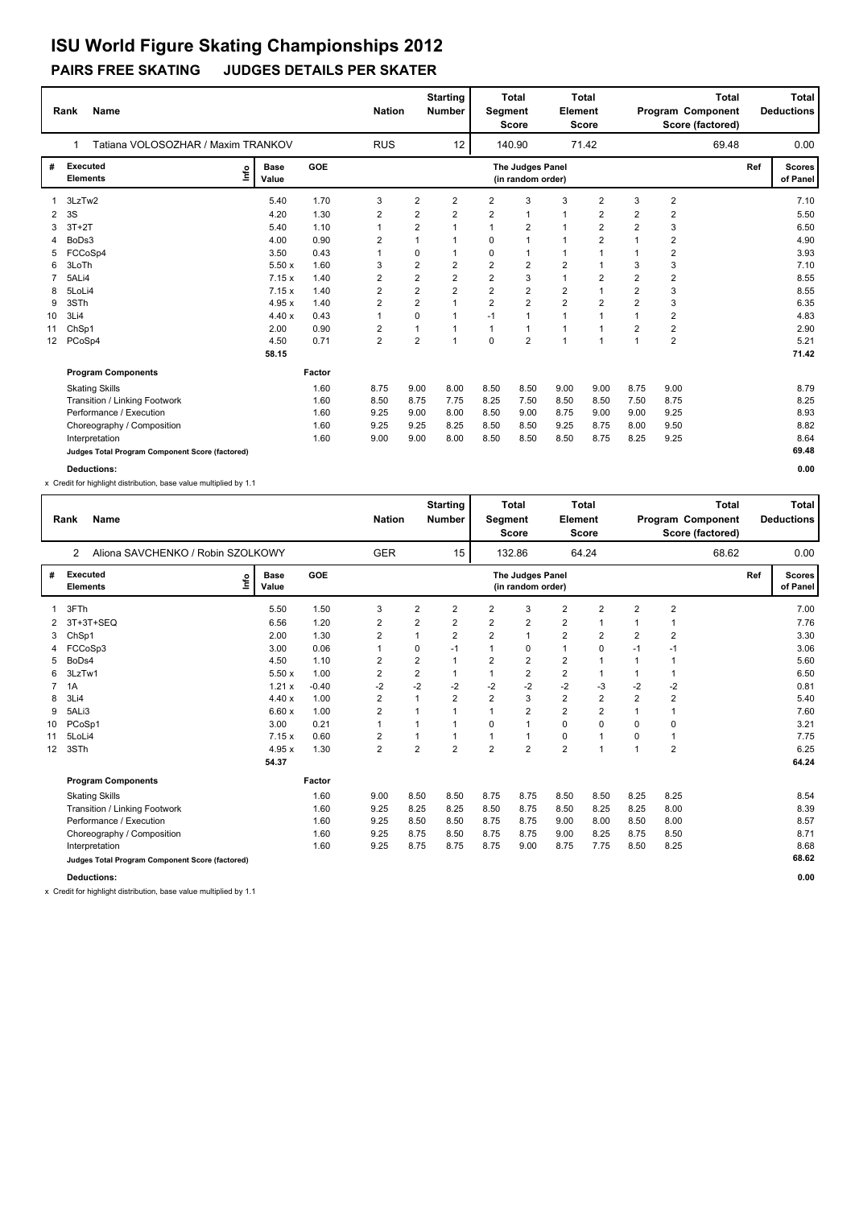# ISU World Figure Skating Championships 2012

## PAIRS FREE SKATING JUDGES DETAILS PER SKATER

| Rank | Name | Nation | Starting Number | Total Segment Score | Total Element Score | Total Program Component Score (factored) | Total Deductions |
|---|---|---|---|---|---|---|---|
| 1 | Tatiana VOLOSOZHAR / Maxim TRANKOV | RUS | 12 | 140.90 | 71.42 | 69.48 | 0.00 |

| # | Executed Elements | Info | Base Value | GOE | | | | The Judges Panel (in random order) | | | | | Ref | Scores of Panel |
|---|---|---|---|---|---|---|---|---|---|---|---|---|---|---|
| 1 | 3LzTw2 | | 5.40 | 1.70 | 3 | 2 | 2 | 2 | 3 | 3 | 2 | 3 | 2 | | 7.10 |
| 2 | 3S | | 4.20 | 1.30 | 2 | 2 | 2 | 2 | 1 | 1 | 2 | 2 | 2 | | 5.50 |
| 3 | 3T+2T | | 5.40 | 1.10 | 1 | 2 | 1 | 1 | 2 | 1 | 2 | 2 | 3 | | 6.50 |
| 4 | BoDs3 | | 4.00 | 0.90 | 2 | 1 | 1 | 0 | 1 | 1 | 2 | 1 | 2 | | 4.90 |
| 5 | FCCoSp4 | | 3.50 | 0.43 | 1 | 0 | 1 | 0 | 1 | 1 | 1 | 1 | 2 | | 3.93 |
| 6 | 3LoTh | | 5.50 x | 1.60 | 3 | 2 | 2 | 2 | 2 | 2 | 1 | 3 | 3 | | 7.10 |
| 7 | 5ALi4 | | 7.15 x | 1.40 | 2 | 2 | 2 | 2 | 3 | 1 | 2 | 2 | 2 | | 8.55 |
| 8 | 5LoLi4 | | 7.15 x | 1.40 | 2 | 2 | 2 | 2 | 2 | 2 | 1 | 2 | 3 | | 8.55 |
| 9 | 3STh | | 4.95 x | 1.40 | 2 | 2 | 1 | 2 | 2 | 2 | 2 | 2 | 3 | | 6.35 |
| 10 | 3Li4 | | 4.40 x | 0.43 | 1 | 0 | 1 | -1 | 1 | 1 | 1 | 1 | 2 | | 4.83 |
| 11 | ChSp1 | | 2.00 | 0.90 | 2 | 1 | 1 | 1 | 1 | 1 | 1 | 2 | 2 | | 2.90 |
| 12 | PCoSp4 | | 4.50 | 0.71 | 2 | 2 | 1 | 0 | 2 | 1 | 1 | 1 | 2 | | 5.21 |
| | | | 58.15 | | | | | | | | | | | | 71.42 |

| Program Components | Factor | | | | | | | | | | | Scores of Panel |
|---|---|---|---|---|---|---|---|---|---|---|---|---|
| Skating Skills | 1.60 | 8.75 | 9.00 | 8.00 | 8.50 | 8.50 | 9.00 | 9.00 | 8.75 | 9.00 | | 8.79 |
| Transition / Linking Footwork | 1.60 | 8.50 | 8.75 | 7.75 | 8.25 | 7.50 | 8.50 | 8.50 | 7.50 | 8.75 | | 8.25 |
| Performance / Execution | 1.60 | 9.25 | 9.00 | 8.00 | 8.50 | 9.00 | 8.75 | 9.00 | 9.00 | 9.25 | | 8.93 |
| Choreography / Composition | 1.60 | 9.25 | 9.25 | 8.25 | 8.50 | 8.50 | 9.25 | 8.75 | 8.00 | 9.50 | | 8.82 |
| Interpretation | 1.60 | 9.00 | 9.00 | 8.00 | 8.50 | 8.50 | 8.50 | 8.75 | 8.25 | 9.25 | | 8.64 |
| Judges Total Program Component Score (factored) | | | | | | | | | | | | 69.48 |

**Deductions:** 0.00

x Credit for highlight distribution, base value multiplied by 1.1

| Rank | Name | Nation | Starting Number | Total Segment Score | Total Element Score | Total Program Component Score (factored) | Total Deductions |
|---|---|---|---|---|---|---|---|
| 2 | Aliona SAVCHENKO / Robin SZOLKOWY | GER | 15 | 132.86 | 64.24 | 68.62 | 0.00 |

| # | Executed Elements | Info | Base Value | GOE | | | | The Judges Panel (in random order) | | | | | Ref | Scores of Panel |
|---|---|---|---|---|---|---|---|---|---|---|---|---|---|---|
| 1 | 3FTh | | 5.50 | 1.50 | 3 | 2 | 2 | 2 | 3 | 2 | 2 | 2 | 2 | | 7.00 |
| 2 | 3T+3T+SEQ | | 6.56 | 1.20 | 2 | 2 | 2 | 2 | 2 | 2 | 1 | 1 | 1 | | 7.76 |
| 3 | ChSp1 | | 2.00 | 1.30 | 2 | 1 | 2 | 2 | 1 | 2 | 2 | 2 | 2 | | 3.30 |
| 4 | FCCoSp3 | | 3.00 | 0.06 | 1 | 0 | -1 | 1 | 0 | 1 | 0 | -1 | -1 | | 3.06 |
| 5 | BoDs4 | | 4.50 | 1.10 | 2 | 2 | 1 | 2 | 2 | 2 | 1 | 1 | 1 | | 5.60 |
| 6 | 3LzTw1 | | 5.50 x | 1.00 | 2 | 2 | 1 | 1 | 2 | 2 | 1 | 1 | 1 | | 6.50 |
| 7 | 1A | | 1.21 x | -0.40 | -2 | -2 | -2 | -2 | -2 | -2 | -3 | -2 | -2 | | 0.81 |
| 8 | 3Li4 | | 4.40 x | 1.00 | 2 | 1 | 2 | 2 | 3 | 2 | 2 | 2 | 2 | | 5.40 |
| 9 | 5ALi3 | | 6.60 x | 1.00 | 2 | 1 | 1 | 1 | 2 | 2 | 2 | 1 | 1 | | 7.60 |
| 10 | PCoSp1 | | 3.00 | 0.21 | 1 | 1 | 1 | 0 | 1 | 0 | 0 | 0 | 0 | | 3.21 |
| 11 | 5LoLi4 | | 7.15 x | 0.60 | 2 | 1 | 1 | 1 | 1 | 0 | 1 | 0 | 1 | | 7.75 |
| 12 | 3STh | | 4.95 x | 1.30 | 2 | 2 | 2 | 2 | 2 | 2 | 1 | 1 | 2 | | 6.25 |
| | | | 54.37 | | | | | | | | | | | | 64.24 |

| Program Components | Factor | | | | | | | | | | | Scores of Panel |
|---|---|---|---|---|---|---|---|---|---|---|---|---|
| Skating Skills | 1.60 | 9.00 | 8.50 | 8.50 | 8.75 | 8.75 | 8.50 | 8.50 | 8.25 | 8.25 | | 8.54 |
| Transition / Linking Footwork | 1.60 | 9.25 | 8.25 | 8.25 | 8.50 | 8.75 | 8.50 | 8.25 | 8.25 | 8.00 | | 8.39 |
| Performance / Execution | 1.60 | 9.25 | 8.50 | 8.50 | 8.75 | 8.75 | 9.00 | 8.00 | 8.50 | 8.00 | | 8.57 |
| Choreography / Composition | 1.60 | 9.25 | 8.75 | 8.50 | 8.75 | 8.75 | 9.00 | 8.25 | 8.75 | 8.50 | | 8.71 |
| Interpretation | 1.60 | 9.25 | 8.75 | 8.75 | 8.75 | 9.00 | 8.75 | 7.75 | 8.50 | 8.25 | | 8.68 |
| Judges Total Program Component Score (factored) | | | | | | | | | | | | 68.62 |

**Deductions:** 0.00

x Credit for highlight distribution, base value multiplied by 1.1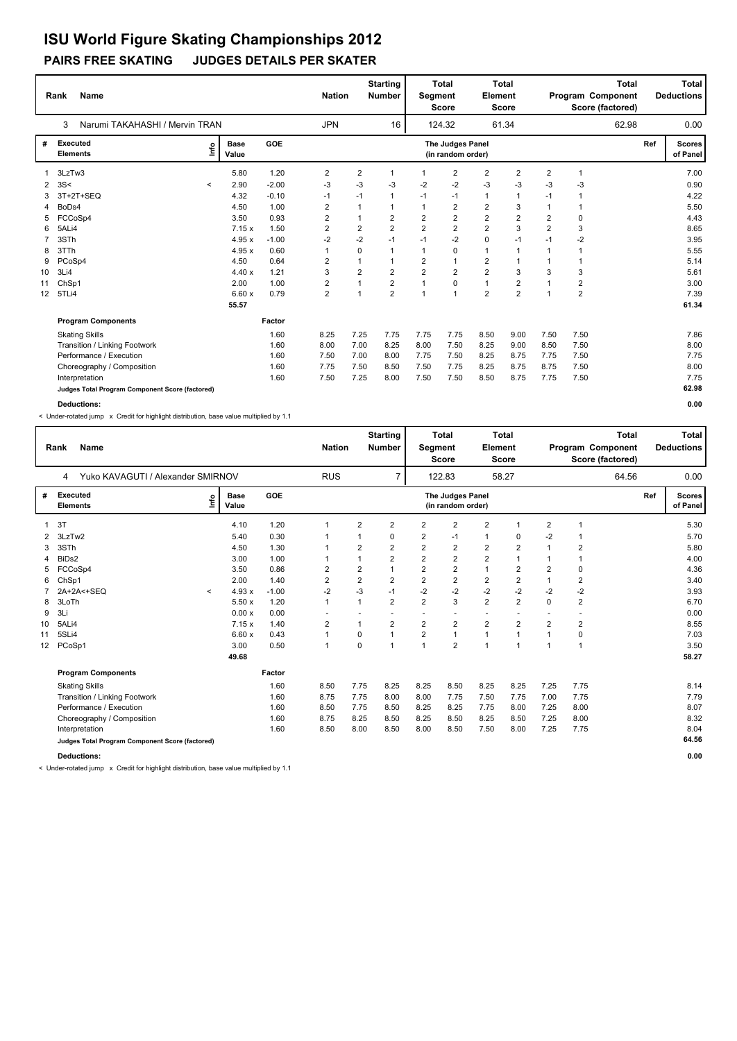# ISU World Figure Skating Championships 2012

## PAIRS FREE SKATING JUDGES DETAILS PER SKATER

| Rank | Name | Nation | Starting Number | Total Segment Score | Total Element Score | Total Program Component Score (factored) | Total Deductions |
|---|---|---|---|---|---|---|---|
| 3 | Narumi TAKAHASHI / Mervin TRAN | JPN | 16 | 124.32 | 61.34 | 62.98 | 0.00 |

| # | Executed Elements | Info | Base Value | GOE | J1 | J2 | J3 | J4 | J5 | J6 | J7 | J8 | J9 | Ref | Scores of Panel |
|---|---|---|---|---|---|---|---|---|---|---|---|---|---|---|---|
| 1 | 3LzTw3 | | 5.80 | 1.20 | 2 | 2 | 1 | 1 | 2 | 2 | 2 | 2 | 1 | | 7.00 |
| 2 | 3S< | < | 2.90 | -2.00 | -3 | -3 | -3 | -2 | -2 | -3 | -3 | -3 | -3 | | 0.90 |
| 3 | 3T+2T+SEQ | | 4.32 | -0.10 | -1 | -1 | 1 | -1 | -1 | 1 | 1 | -1 | 1 | | 4.22 |
| 4 | BoDs4 | | 4.50 | 1.00 | 2 | 1 | 1 | 1 | 2 | 2 | 3 | 1 | 1 | | 5.50 |
| 5 | FCCoSp4 | | 3.50 | 0.93 | 2 | 1 | 2 | 2 | 2 | 2 | 2 | 2 | 0 | | 4.43 |
| 6 | 5ALi4 | | 7.15 x | 1.50 | 2 | 2 | 2 | 2 | 2 | 2 | 3 | 2 | 3 | | 8.65 |
| 7 | 3STh | | 4.95 x | -1.00 | -2 | -2 | -1 | -1 | -2 | 0 | -1 | -1 | -2 | | 3.95 |
| 8 | 3TTh | | 4.95 x | 0.60 | 1 | 0 | 1 | 1 | 0 | 1 | 1 | 1 | 1 | | 5.55 |
| 9 | PCoSp4 | | 4.50 | 0.64 | 2 | 1 | 1 | 2 | 1 | 2 | 1 | 1 | 1 | | 5.14 |
| 10 | 3Li4 | | 4.40 x | 1.21 | 3 | 2 | 2 | 2 | 2 | 2 | 3 | 3 | 3 | | 5.61 |
| 11 | ChSp1 | | 2.00 | 1.00 | 2 | 1 | 2 | 1 | 0 | 1 | 2 | 1 | 2 | | 3.00 |
| 12 | 5TLi4 | | 6.60 x | 0.79 | 2 | 1 | 2 | 1 | 1 | 2 | 2 | 1 | 2 | | 7.39 |
| | | | 55.57 | | | | | | | | | | | | 61.34 |

| Program Components | Factor | J1 | J2 | J3 | J4 | J5 | J6 | J7 | J8 | J9 | Scores of Panel |
|---|---|---|---|---|---|---|---|---|---|---|---|
| Skating Skills | 1.60 | 8.25 | 7.25 | 7.75 | 7.75 | 7.75 | 8.50 | 9.00 | 7.50 | 7.50 | 7.86 |
| Transition / Linking Footwork | 1.60 | 8.00 | 7.00 | 8.25 | 8.00 | 7.50 | 8.25 | 9.00 | 8.50 | 7.50 | 8.00 |
| Performance / Execution | 1.60 | 7.50 | 7.00 | 8.00 | 7.75 | 7.50 | 8.25 | 8.75 | 7.75 | 7.50 | 7.75 |
| Choreography / Composition | 1.60 | 7.75 | 7.50 | 8.50 | 7.50 | 7.75 | 8.25 | 8.75 | 8.75 | 7.50 | 8.00 |
| Interpretation | 1.60 | 7.50 | 7.25 | 8.00 | 7.50 | 7.50 | 8.50 | 8.75 | 7.75 | 7.50 | 7.75 |
| Judges Total Program Component Score (factored) | | | | | | | | | | | 62.98 |

**Deductions:** 0.00

< Under-rotated jump x Credit for highlight distribution, base value multiplied by 1.1

| Rank | Name | Nation | Starting Number | Total Segment Score | Total Element Score | Total Program Component Score (factored) | Total Deductions |
|---|---|---|---|---|---|---|---|
| 4 | Yuko KAVAGUTI / Alexander SMIRNOV | RUS | 7 | 122.83 | 58.27 | 64.56 | 0.00 |

| # | Executed Elements | Info | Base Value | GOE | J1 | J2 | J3 | J4 | J5 | J6 | J7 | J8 | J9 | Ref | Scores of Panel |
|---|---|---|---|---|---|---|---|---|---|---|---|---|---|---|---|
| 1 | 3T | | 4.10 | 1.20 | 1 | 2 | 2 | 2 | 2 | 2 | 1 | 2 | 1 | | 5.30 |
| 2 | 3LzTw2 | | 5.40 | 0.30 | 1 | 1 | 0 | 2 | -1 | 1 | 0 | -2 | 1 | | 5.70 |
| 3 | 3STh | | 4.50 | 1.30 | 1 | 2 | 2 | 2 | 2 | 2 | 2 | 1 | 2 | | 5.80 |
| 4 | BiDs2 | | 3.00 | 1.00 | 1 | 1 | 2 | 2 | 2 | 2 | 1 | 1 | 1 | | 4.00 |
| 5 | FCCoSp4 | | 3.50 | 0.86 | 2 | 2 | 1 | 2 | 2 | 1 | 2 | 2 | 0 | | 4.36 |
| 6 | ChSp1 | | 2.00 | 1.40 | 2 | 2 | 2 | 2 | 2 | 2 | 2 | 1 | 2 | | 3.40 |
| 7 | 2A+2A<+SEQ | < | 4.93 x | -1.00 | -2 | -3 | -1 | -2 | -2 | -2 | -2 | -2 | -2 | | 3.93 |
| 8 | 3LoTh | | 5.50 x | 1.20 | 1 | 1 | 2 | 2 | 3 | 2 | 2 | 0 | 2 | | 6.70 |
| 9 | 3Li | | 0.00 x | 0.00 | - | - | - | - | - | - | - | - | - | | 0.00 |
| 10 | 5ALi4 | | 7.15 x | 1.40 | 2 | 1 | 2 | 2 | 2 | 2 | 2 | 2 | 2 | | 8.55 |
| 11 | 5SLi4 | | 6.60 x | 0.43 | 1 | 0 | 1 | 2 | 1 | 1 | 1 | 1 | 0 | | 7.03 |
| 12 | PCoSp1 | | 3.00 | 0.50 | 1 | 0 | 1 | 1 | 2 | 1 | 1 | 1 | 1 | | 3.50 |
| | | | 49.68 | | | | | | | | | | | | 58.27 |

| Program Components | Factor | J1 | J2 | J3 | J4 | J5 | J6 | J7 | J8 | J9 | Scores of Panel |
|---|---|---|---|---|---|---|---|---|---|---|---|
| Skating Skills | 1.60 | 8.50 | 7.75 | 8.25 | 8.25 | 8.50 | 8.25 | 8.25 | 7.25 | 7.75 | 8.14 |
| Transition / Linking Footwork | 1.60 | 8.75 | 7.75 | 8.00 | 8.00 | 7.75 | 7.50 | 7.75 | 7.00 | 7.75 | 7.79 |
| Performance / Execution | 1.60 | 8.50 | 7.75 | 8.50 | 8.25 | 8.25 | 7.75 | 8.00 | 7.25 | 8.00 | 8.07 |
| Choreography / Composition | 1.60 | 8.75 | 8.25 | 8.50 | 8.25 | 8.50 | 8.25 | 8.50 | 7.25 | 8.00 | 8.32 |
| Interpretation | 1.60 | 8.50 | 8.00 | 8.50 | 8.00 | 8.50 | 7.50 | 8.00 | 7.25 | 7.75 | 8.04 |
| Judges Total Program Component Score (factored) | | | | | | | | | | | 64.56 |

**Deductions:** 0.00

< Under-rotated jump x Credit for highlight distribution, base value multiplied by 1.1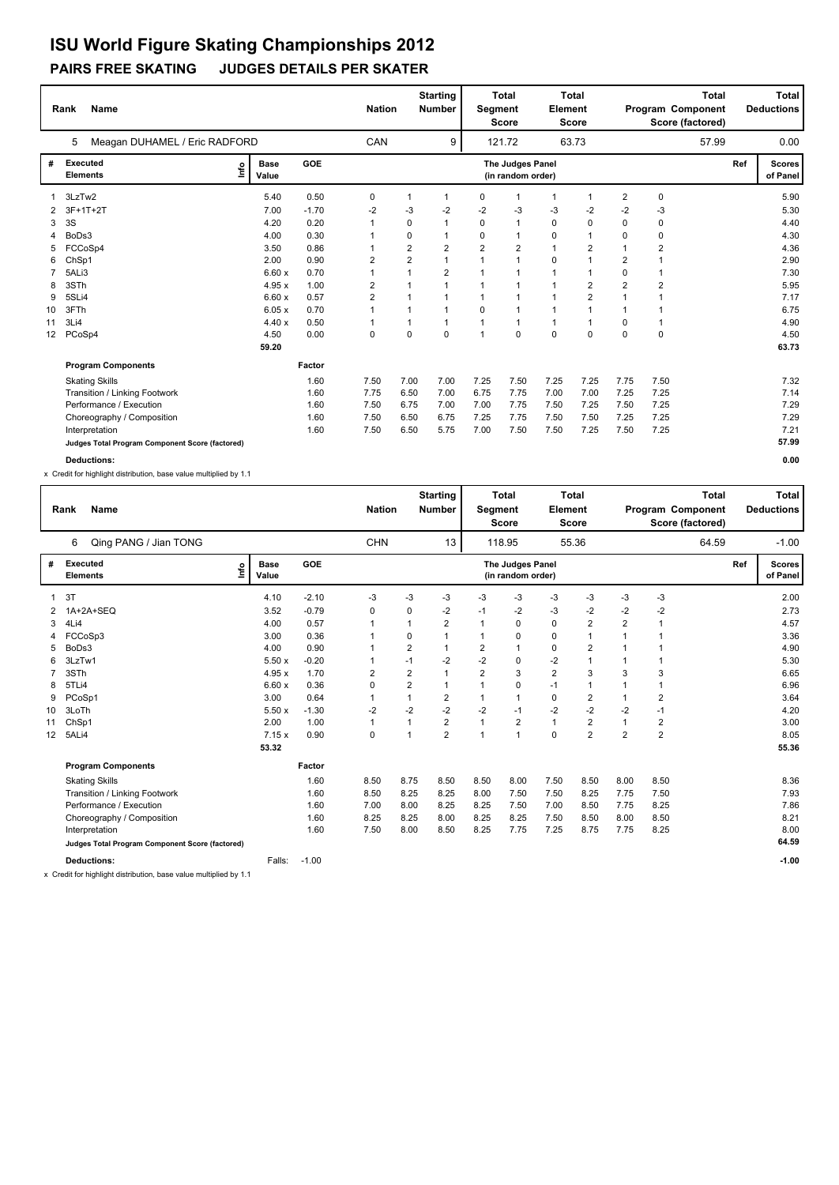# ISU World Figure Skating Championships 2012

## PAIRS FREE SKATING JUDGES DETAILS PER SKATER

| Rank | Name | Nation | Starting Number | Total Segment Score | Total Element Score | Total Program Component Score (factored) | Total Deductions |
|---|---|---|---|---|---|---|---|
| 5 | Meagan DUHAMEL / Eric RADFORD | CAN | 9 | 121.72 | 63.73 | 57.99 | 0.00 |

| # | Executed Elements | Info | Base Value | GOE | J1 | J2 | J3 | J4 | J5 | J6 | J7 | J8 | J9 | Ref | Scores of Panel |
|---|---|---|---|---|---|---|---|---|---|---|---|---|---|---|---|
| 1 | 3LzTw2 | | 5.40 | 0.50 | 0 | 1 | 1 | 0 | 1 | 1 | 1 | 2 | 0 | | 5.90 |
| 2 | 3F+1T+2T | | 7.00 | -1.70 | -2 | -3 | -2 | -2 | -3 | -3 | -2 | -2 | -3 | | 5.30 |
| 3 | 3S | | 4.20 | 0.20 | 1 | 0 | 1 | 0 | 1 | 0 | 0 | 0 | 0 | | 4.40 |
| 4 | BoDs3 | | 4.00 | 0.30 | 1 | 0 | 1 | 0 | 1 | 0 | 1 | 0 | 0 | | 4.30 |
| 5 | FCCoSp4 | | 3.50 | 0.86 | 1 | 2 | 2 | 2 | 2 | 1 | 2 | 1 | 2 | | 4.36 |
| 6 | ChSp1 | | 2.00 | 0.90 | 2 | 2 | 1 | 1 | 1 | 0 | 1 | 2 | 1 | | 2.90 |
| 7 | 5ALi3 | | 6.60 x | 0.70 | 1 | 1 | 2 | 1 | 1 | 1 | 1 | 0 | 1 | | 7.30 |
| 8 | 3STh | | 4.95 x | 1.00 | 2 | 1 | 1 | 1 | 1 | 1 | 2 | 2 | 2 | | 5.95 |
| 9 | 5SLi4 | | 6.60 x | 0.57 | 2 | 1 | 1 | 1 | 1 | 1 | 2 | 1 | 1 | | 7.17 |
| 10 | 3FTh | | 6.05 x | 0.70 | 1 | 1 | 1 | 0 | 1 | 1 | 1 | 1 | 1 | | 6.75 |
| 11 | 3Li4 | | 4.40 x | 0.50 | 1 | 1 | 1 | 1 | 1 | 1 | 1 | 0 | 1 | | 4.90 |
| 12 | PCoSp4 | | 4.50 | 0.00 | 0 | 0 | 0 | 1 | 0 | 0 | 0 | 0 | 0 | | 4.50 |
| | | | 59.20 | | | | | | | | | | | | 63.73 |

| Program Components | Factor | J1 | J2 | J3 | J4 | J5 | J6 | J7 | J8 | J9 | Scores of Panel |
|---|---|---|---|---|---|---|---|---|---|---|---|
| Skating Skills | 1.60 | 7.50 | 7.00 | 7.00 | 7.25 | 7.50 | 7.25 | 7.25 | 7.75 | 7.50 | 7.32 |
| Transition / Linking Footwork | 1.60 | 7.75 | 6.50 | 7.00 | 6.75 | 7.75 | 7.00 | 7.00 | 7.25 | 7.25 | 7.14 |
| Performance / Execution | 1.60 | 7.50 | 6.75 | 7.00 | 7.00 | 7.75 | 7.50 | 7.25 | 7.50 | 7.25 | 7.29 |
| Choreography / Composition | 1.60 | 7.50 | 6.50 | 6.75 | 7.25 | 7.75 | 7.50 | 7.50 | 7.25 | 7.25 | 7.29 |
| Interpretation | 1.60 | 7.50 | 6.50 | 5.75 | 7.00 | 7.50 | 7.50 | 7.25 | 7.50 | 7.25 | 7.21 |
| Judges Total Program Component Score (factored) | | | | | | | | | | | 57.99 |

**Deductions:** 0.00

x Credit for highlight distribution, base value multiplied by 1.1

| Rank | Name | Nation | Starting Number | Total Segment Score | Total Element Score | Total Program Component Score (factored) | Total Deductions |
|---|---|---|---|---|---|---|---|
| 6 | Qing PANG / Jian TONG | CHN | 13 | 118.95 | 55.36 | 64.59 | -1.00 |

| # | Executed Elements | Info | Base Value | GOE | J1 | J2 | J3 | J4 | J5 | J6 | J7 | J8 | J9 | Ref | Scores of Panel |
|---|---|---|---|---|---|---|---|---|---|---|---|---|---|---|---|
| 1 | 3T | | 4.10 | -2.10 | -3 | -3 | -3 | -3 | -3 | -3 | -3 | -3 | -3 | | 2.00 |
| 2 | 1A+2A+SEQ | | 3.52 | -0.79 | 0 | 0 | -2 | -1 | -2 | -3 | -2 | -2 | -2 | | 2.73 |
| 3 | 4Li4 | | 4.00 | 0.57 | 1 | 1 | 2 | 1 | 0 | 0 | 2 | 2 | 1 | | 4.57 |
| 4 | FCCoSp3 | | 3.00 | 0.36 | 1 | 0 | 1 | 1 | 0 | 0 | 1 | 1 | 1 | | 3.36 |
| 5 | BoDs3 | | 4.00 | 0.90 | 1 | 2 | 1 | 2 | 1 | 0 | 2 | 1 | 1 | | 4.90 |
| 6 | 3LzTw1 | | 5.50 x | -0.20 | 1 | -1 | -2 | -2 | 0 | -2 | 1 | 1 | 1 | | 5.30 |
| 7 | 3STh | | 4.95 x | 1.70 | 2 | 2 | 1 | 2 | 3 | 2 | 3 | 3 | 3 | | 6.65 |
| 8 | 5TLi4 | | 6.60 x | 0.36 | 0 | 2 | 1 | 1 | 0 | -1 | 1 | 1 | 1 | | 6.96 |
| 9 | PCoSp1 | | 3.00 | 0.64 | 1 | 1 | 2 | 1 | 1 | 0 | 2 | 1 | 2 | | 3.64 |
| 10 | 3LoTh | | 5.50 x | -1.30 | -2 | -2 | -2 | -2 | -1 | -2 | -2 | -2 | -1 | | 4.20 |
| 11 | ChSp1 | | 2.00 | 1.00 | 1 | 1 | 2 | 1 | 2 | 1 | 2 | 1 | 2 | | 3.00 |
| 12 | 5ALi4 | | 7.15 x | 0.90 | 0 | 1 | 2 | 1 | 1 | 0 | 2 | 2 | 2 | | 8.05 |
| | | | 53.32 | | | | | | | | | | | | 55.36 |

| Program Components | Factor | J1 | J2 | J3 | J4 | J5 | J6 | J7 | J8 | J9 | Scores of Panel |
|---|---|---|---|---|---|---|---|---|---|---|---|
| Skating Skills | 1.60 | 8.50 | 8.75 | 8.50 | 8.50 | 8.00 | 7.50 | 8.50 | 8.00 | 8.50 | 8.36 |
| Transition / Linking Footwork | 1.60 | 8.50 | 8.25 | 8.25 | 8.00 | 7.50 | 7.50 | 8.25 | 7.75 | 7.50 | 7.93 |
| Performance / Execution | 1.60 | 7.00 | 8.00 | 8.25 | 8.25 | 7.50 | 7.00 | 8.50 | 7.75 | 8.25 | 7.86 |
| Choreography / Composition | 1.60 | 8.25 | 8.25 | 8.00 | 8.25 | 8.25 | 7.50 | 8.50 | 8.00 | 8.50 | 8.21 |
| Interpretation | 1.60 | 7.50 | 8.00 | 8.50 | 8.25 | 7.75 | 7.25 | 8.75 | 7.75 | 8.25 | 8.00 |
| Judges Total Program Component Score (factored) | | | | | | | | | | | 64.59 |

**Deductions:** Falls: -1.00 | -1.00

x Credit for highlight distribution, base value multiplied by 1.1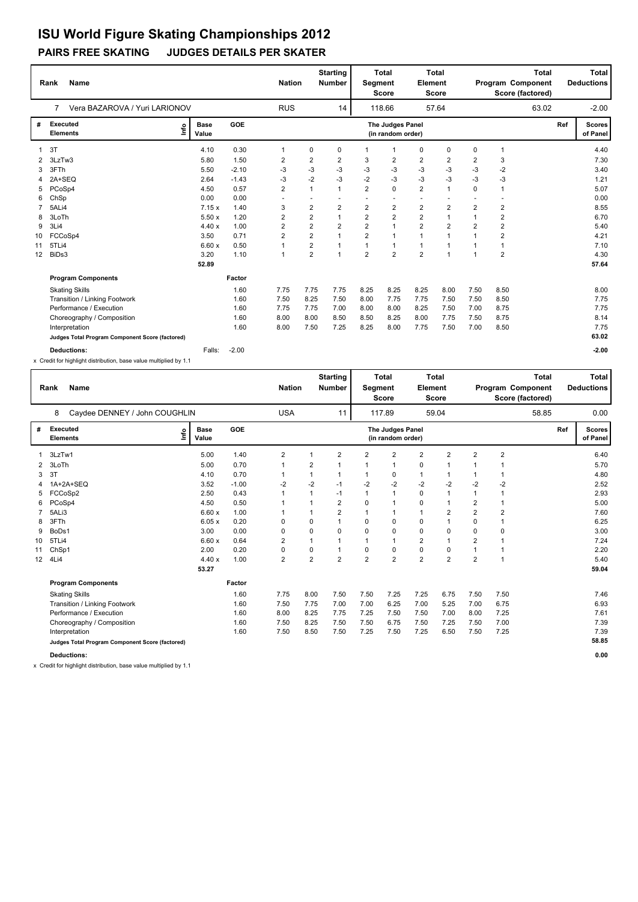# ISU World Figure Skating Championships 2012

## PAIRS FREE SKATING JUDGES DETAILS PER SKATER

| Rank | Name | Nation | Starting Number | Total Segment Score | Total Element Score | Total Program Component Score (factored) | Total Deductions |
|---|---|---|---|---|---|---|---|
| 7 | Vera BAZAROVA / Yuri LARIONOV | RUS | 14 | 118.66 | 57.64 | 63.02 | -2.00 |

| # | Executed Elements | Info | Base Value | | GOE | J1 | J2 | J3 | J4 | J5 | J6 | J7 | J8 | J9 | Ref | Scores of Panel |
|---|---|---|---|---|---|---|---|---|---|---|---|---|---|---|---|---|
| 1 | 3T | | 4.10 | | 0.30 | 1 | 0 | 0 | 1 | 1 | 0 | 0 | 0 | 1 | | 4.40 |
| 2 | 3LzTw3 | | 5.80 | | 1.50 | 2 | 2 | 2 | 3 | 2 | 2 | 2 | 2 | 3 | | 7.30 |
| 3 | 3FTh | | 5.50 | | -2.10 | -3 | -3 | -3 | -3 | -3 | -3 | -3 | -3 | -2 | | 3.40 |
| 4 | 2A+SEQ | | 2.64 | | -1.43 | -3 | -2 | -3 | -2 | -3 | -3 | -3 | -3 | -3 | | 1.21 |
| 5 | PCoSp4 | | 4.50 | | 0.57 | 2 | 1 | 1 | 2 | 0 | 2 | 1 | 0 | 1 | | 5.07 |
| 6 | ChSp | | 0.00 | | 0.00 | - | - | - | - | - | - | - | - | - | | 0.00 |
| 7 | 5ALi4 | | 7.15 | x | 1.40 | 3 | 2 | 2 | 2 | 2 | 2 | 2 | 2 | 2 | | 8.55 |
| 8 | 3LoTh | | 5.50 | x | 1.20 | 2 | 2 | 1 | 2 | 2 | 2 | 1 | 1 | 2 | | 6.70 |
| 9 | 3Li4 | | 4.40 | x | 1.00 | 2 | 2 | 2 | 2 | 1 | 2 | 2 | 2 | 2 | | 5.40 |
| 10 | FCCoSp4 | | 3.50 | | 0.71 | 2 | 2 | 1 | 2 | 1 | 1 | 2 | 1 | 2 | | 4.21 |
| 11 | 5TLi4 | | 6.60 | x | 0.50 | 1 | 2 | 1 | 1 | 1 | 1 | 1 | 1 | 1 | | 7.10 |
| 12 | BiDs3 | | 3.20 | | 1.10 | 1 | 2 | 1 | 2 | 2 | 2 | 1 | 1 | 2 | | 4.30 |
| | | | 52.89 | | | | | | | | | | | | | 57.64 |

| Program Components | Factor | J1 | J2 | J3 | J4 | J5 | J6 | J7 | J8 | J9 | Scores of Panel |
|---|---|---|---|---|---|---|---|---|---|---|---|
| Skating Skills | 1.60 | 7.75 | 7.75 | 7.75 | 8.25 | 8.25 | 8.25 | 8.00 | 7.50 | 8.50 | 8.00 |
| Transition / Linking Footwork | 1.60 | 7.50 | 8.25 | 7.50 | 8.00 | 7.75 | 7.75 | 7.50 | 7.50 | 8.50 | 7.75 |
| Performance / Execution | 1.60 | 7.75 | 7.75 | 7.00 | 8.00 | 8.00 | 8.25 | 7.50 | 7.00 | 8.75 | 7.75 |
| Choreography / Composition | 1.60 | 8.00 | 8.00 | 8.50 | 8.50 | 8.25 | 8.00 | 7.75 | 7.50 | 8.75 | 8.14 |
| Interpretation | 1.60 | 8.00 | 7.50 | 7.25 | 8.25 | 8.00 | 7.75 | 7.50 | 7.00 | 8.50 | 7.75 |
| Judges Total Program Component Score (factored) | | | | | | | | | | | 63.02 |

**Deductions:** Falls: -2.00 **-2.00**

x Credit for highlight distribution, base value multiplied by 1.1

| Rank | Name | Nation | Starting Number | Total Segment Score | Total Element Score | Total Program Component Score (factored) | Total Deductions |
|---|---|---|---|---|---|---|---|
| 8 | Caydee DENNEY / John COUGHLIN | USA | 11 | 117.89 | 59.04 | 58.85 | 0.00 |

| # | Executed Elements | Info | Base Value | | GOE | J1 | J2 | J3 | J4 | J5 | J6 | J7 | J8 | J9 | Ref | Scores of Panel |
|---|---|---|---|---|---|---|---|---|---|---|---|---|---|---|---|---|
| 1 | 3LzTw1 | | 5.00 | | 1.40 | 2 | 1 | 2 | 2 | 2 | 2 | 2 | 2 | 2 | | 6.40 |
| 2 | 3LoTh | | 5.00 | | 0.70 | 1 | 2 | 1 | 1 | 1 | 0 | 1 | 1 | 1 | | 5.70 |
| 3 | 3T | | 4.10 | | 0.70 | 1 | 1 | 1 | 1 | 0 | 1 | 1 | 1 | 1 | | 4.80 |
| 4 | 1A+2A+SEQ | | 3.52 | | -1.00 | -2 | -2 | -1 | -2 | -2 | -2 | -2 | -2 | -2 | | 2.52 |
| 5 | FCCoSp2 | | 2.50 | | 0.43 | 1 | 1 | -1 | 1 | 1 | 0 | 1 | 1 | 1 | | 2.93 |
| 6 | PCoSp4 | | 4.50 | | 0.50 | 1 | 1 | 2 | 0 | 1 | 0 | 1 | 2 | 1 | | 5.00 |
| 7 | 5ALi3 | | 6.60 | x | 1.00 | 1 | 1 | 2 | 1 | 1 | 1 | 2 | 2 | 2 | | 7.60 |
| 8 | 3FTh | | 6.05 | x | 0.20 | 0 | 0 | 1 | 0 | 0 | 0 | 1 | 0 | 1 | | 6.25 |
| 9 | BoDs1 | | 3.00 | | 0.00 | 0 | 0 | 0 | 0 | 0 | 0 | 0 | 0 | 0 | | 3.00 |
| 10 | 5TLi4 | | 6.60 | x | 0.64 | 2 | 1 | 1 | 1 | 1 | 2 | 1 | 2 | 1 | | 7.24 |
| 11 | ChSp1 | | 2.00 | | 0.20 | 0 | 0 | 1 | 0 | 0 | 0 | 0 | 1 | 1 | | 2.20 |
| 12 | 4Li4 | | 4.40 | x | 1.00 | 2 | 2 | 2 | 2 | 2 | 2 | 2 | 2 | 1 | | 5.40 |
| | | | 53.27 | | | | | | | | | | | | | 59.04 |

| Program Components | Factor | J1 | J2 | J3 | J4 | J5 | J6 | J7 | J8 | J9 | Scores of Panel |
|---|---|---|---|---|---|---|---|---|---|---|---|
| Skating Skills | 1.60 | 7.75 | 8.00 | 7.50 | 7.50 | 7.25 | 7.25 | 6.75 | 7.50 | 7.50 | 7.46 |
| Transition / Linking Footwork | 1.60 | 7.50 | 7.75 | 7.00 | 7.00 | 6.25 | 7.00 | 5.25 | 7.00 | 6.75 | 6.93 |
| Performance / Execution | 1.60 | 8.00 | 8.25 | 7.75 | 7.25 | 7.50 | 7.50 | 7.00 | 8.00 | 7.25 | 7.61 |
| Choreography / Composition | 1.60 | 7.50 | 8.25 | 7.50 | 7.50 | 6.75 | 7.50 | 7.25 | 7.50 | 7.00 | 7.39 |
| Interpretation | 1.60 | 7.50 | 8.50 | 7.50 | 7.25 | 7.50 | 7.25 | 6.50 | 7.50 | 7.25 | 7.39 |
| Judges Total Program Component Score (factored) | | | | | | | | | | | 58.85 |

**Deductions:** **0.00**

x Credit for highlight distribution, base value multiplied by 1.1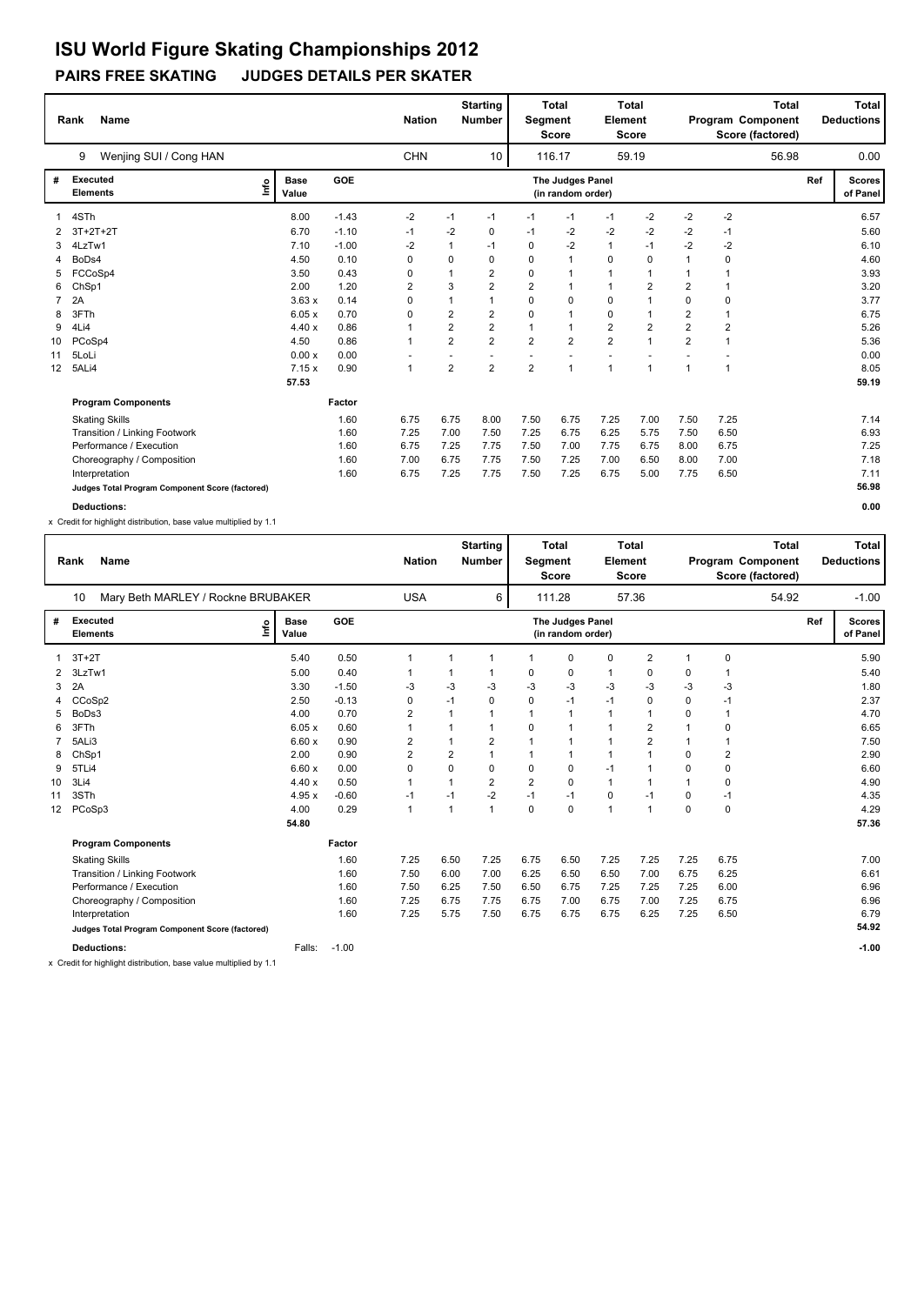# ISU World Figure Skating Championships 2012

## PAIRS FREE SKATING    JUDGES DETAILS PER SKATER

| Rank | Name | Nation | Starting Number | Total Segment Score | Total Element Score | Total Program Component Score (factored) | Total Deductions |
|---|---|---|---|---|---|---|---|
| 9 | Wenjing SUI / Cong HAN | CHN | 10 | 116.17 | 59.19 | 56.98 | 0.00 |

| # | Executed Elements | Info | Base Value | GOE | The Judges Panel (in random order) | | | | | | | | | Ref | Scores of Panel |
|---|---|---|---|---|---|---|---|---|---|---|---|---|---|---|---|
| 1 | 4STh | | 8.00 | -1.43 | -2 | -1 | -1 | -1 | -1 | -1 | -2 | -2 | -2 | | 6.57 |
| 2 | 3T+2T+2T | | 6.70 | -1.10 | -1 | -2 | 0 | -1 | -2 | -2 | -2 | -2 | -1 | | 5.60 |
| 3 | 4LzTw1 | | 7.10 | -1.00 | -2 | 1 | -1 | 0 | -2 | 1 | -1 | -2 | -2 | | 6.10 |
| 4 | BoDs4 | | 4.50 | 0.10 | 0 | 0 | 0 | 0 | 1 | 0 | 0 | 1 | 0 | | 4.60 |
| 5 | FCCoSp4 | | 3.50 | 0.43 | 0 | 1 | 2 | 0 | 1 | 1 | 1 | 1 | 1 | | 3.93 |
| 6 | ChSp1 | | 2.00 | 1.20 | 2 | 3 | 2 | 2 | 1 | 1 | 2 | 2 | 1 | | 3.20 |
| 7 | 2A | | 3.63 x | 0.14 | 0 | 1 | 1 | 0 | 0 | 0 | 1 | 0 | 0 | | 3.77 |
| 8 | 3FTh | | 6.05 x | 0.70 | 0 | 2 | 2 | 0 | 1 | 0 | 1 | 2 | 1 | | 6.75 |
| 9 | 4Li4 | | 4.40 x | 0.86 | 1 | 2 | 2 | 1 | 1 | 2 | 2 | 2 | 2 | | 5.26 |
| 10 | PCoSp4 | | 4.50 | 0.86 | 1 | 2 | 2 | 2 | 2 | 2 | 1 | 2 | 1 | | 5.36 |
| 11 | 5LoLi | | 0.00 x | 0.00 | - | - | - | - | - | - | - | - | - | | 0.00 |
| 12 | 5ALi4 | | 7.15 x | 0.90 | 1 | 2 | 2 | 2 | 1 | 1 | 1 | 1 | 1 | | 8.05 |
| | | | 57.53 | | | | | | | | | | | | 59.19 |
| | **Program Components** | | | Factor | | | | | | | | | | | |
| | Skating Skills | | | 1.60 | 6.75 | 6.75 | 8.00 | 7.50 | 6.75 | 7.25 | 7.00 | 7.50 | 7.25 | | 7.14 |
| | Transition / Linking Footwork | | | 1.60 | 7.25 | 7.00 | 7.50 | 7.25 | 6.75 | 6.25 | 5.75 | 7.50 | 6.50 | | 6.93 |
| | Performance / Execution | | | 1.60 | 6.75 | 7.25 | 7.75 | 7.50 | 7.00 | 7.75 | 6.75 | 8.00 | 6.75 | | 7.25 |
| | Choreography / Composition | | | 1.60 | 7.00 | 6.75 | 7.75 | 7.50 | 7.25 | 7.00 | 6.50 | 8.00 | 7.00 | | 7.18 |
| | Interpretation | | | 1.60 | 6.75 | 7.25 | 7.75 | 7.50 | 7.25 | 6.75 | 5.00 | 7.75 | 6.50 | | 7.11 |
| | Judges Total Program Component Score (factored) | | | | | | | | | | | | | | 56.98 |
| | **Deductions:** | | | | | | | | | | | | | | 0.00 |

x Credit for highlight distribution, base value multiplied by 1.1

| Rank | Name | Nation | Starting Number | Total Segment Score | Total Element Score | Total Program Component Score (factored) | Total Deductions |
|---|---|---|---|---|---|---|---|
| 10 | Mary Beth MARLEY / Rockne BRUBAKER | USA | 6 | 111.28 | 57.36 | 54.92 | -1.00 |

| # | Executed Elements | Info | Base Value | GOE | The Judges Panel (in random order) | | | | | | | | | Ref | Scores of Panel |
|---|---|---|---|---|---|---|---|---|---|---|---|---|---|---|---|
| 1 | 3T+2T | | 5.40 | 0.50 | 1 | 1 | 1 | 1 | 0 | 0 | 2 | 1 | 0 | | 5.90 |
| 2 | 3LzTw1 | | 5.00 | 0.40 | 1 | 1 | 1 | 0 | 0 | 1 | 0 | 0 | 1 | | 5.40 |
| 3 | 2A | | 3.30 | -1.50 | -3 | -3 | -3 | -3 | -3 | -3 | -3 | -3 | -3 | | 1.80 |
| 4 | CCoSp2 | | 2.50 | -0.13 | 0 | -1 | 0 | 0 | -1 | -1 | 0 | 0 | -1 | | 2.37 |
| 5 | BoDs3 | | 4.00 | 0.70 | 2 | 1 | 1 | 1 | 1 | 1 | 1 | 0 | 1 | | 4.70 |
| 6 | 3FTh | | 6.05 x | 0.60 | 1 | 1 | 1 | 0 | 1 | 1 | 2 | 1 | 0 | | 6.65 |
| 7 | 5ALi3 | | 6.60 x | 0.90 | 2 | 1 | 2 | 1 | 1 | 1 | 2 | 1 | 1 | | 7.50 |
| 8 | ChSp1 | | 2.00 | 0.90 | 2 | 2 | 1 | 1 | 1 | 1 | 1 | 0 | 2 | | 2.90 |
| 9 | 5TLi4 | | 6.60 x | 0.00 | 0 | 0 | 0 | 0 | 0 | -1 | 1 | 0 | 0 | | 6.60 |
| 10 | 3Li4 | | 4.40 x | 0.50 | 1 | 1 | 2 | 2 | 0 | 1 | 1 | 1 | 0 | | 4.90 |
| 11 | 3STh | | 4.95 x | -0.60 | -1 | -1 | -2 | -1 | -1 | 0 | -1 | 0 | -1 | | 4.35 |
| 12 | PCoSp3 | | 4.00 | 0.29 | 1 | 1 | 1 | 0 | 0 | 1 | 1 | 0 | 0 | | 4.29 |
| | | | 54.80 | | | | | | | | | | | | 57.36 |
| | **Program Components** | | | Factor | | | | | | | | | | | |
| | Skating Skills | | | 1.60 | 7.25 | 6.50 | 7.25 | 6.75 | 6.50 | 7.25 | 7.25 | 7.25 | 6.75 | | 7.00 |
| | Transition / Linking Footwork | | | 1.60 | 7.50 | 6.00 | 7.00 | 6.25 | 6.50 | 6.50 | 7.00 | 6.75 | 6.25 | | 6.61 |
| | Performance / Execution | | | 1.60 | 7.50 | 6.25 | 7.50 | 6.50 | 6.75 | 7.25 | 7.25 | 7.25 | 6.00 | | 6.96 |
| | Choreography / Composition | | | 1.60 | 7.25 | 6.75 | 7.75 | 6.75 | 7.00 | 6.75 | 7.00 | 7.25 | 6.75 | | 6.96 |
| | Interpretation | | | 1.60 | 7.25 | 5.75 | 7.50 | 6.75 | 6.75 | 6.75 | 6.25 | 7.25 | 6.50 | | 6.79 |
| | Judges Total Program Component Score (factored) | | | | | | | | | | | | | | 54.92 |
| | **Deductions:** | | Falls: | -1.00 | | | | | | | | | | | -1.00 |

x Credit for highlight distribution, base value multiplied by 1.1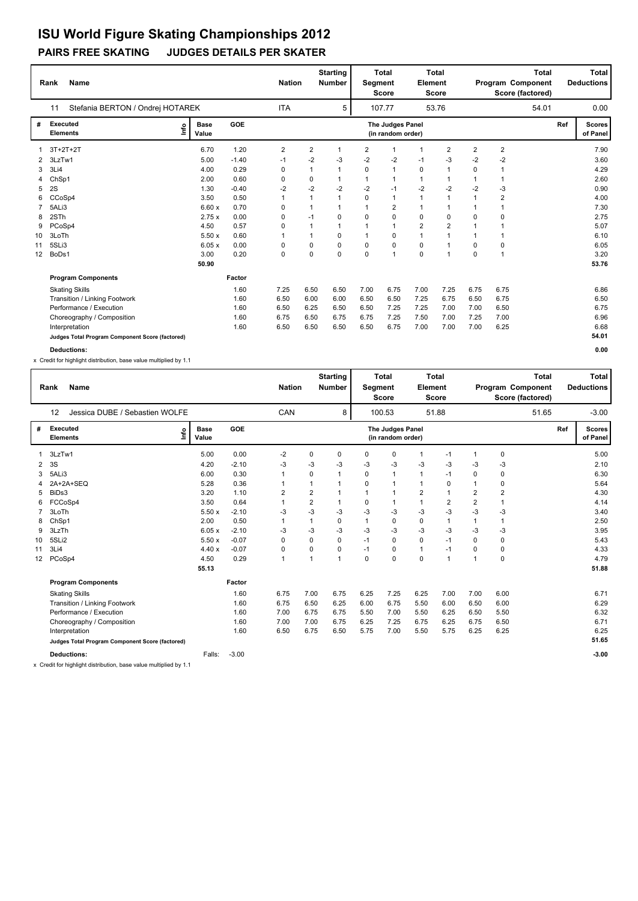# ISU World Figure Skating Championships 2012

## PAIRS FREE SKATING JUDGES DETAILS PER SKATER

| Rank | Name | Nation | Starting Number | Total Segment Score | Total Element Score | Total Program Component Score (factored) | Total Deductions |
|---|---|---|---|---|---|---|---|
| 11 | Stefania BERTON / Ondrej HOTAREK | ITA | 5 | 107.77 | 53.76 | 54.01 | 0.00 |

| # | Executed Elements | Info | Base Value | GOE | J1 | J2 | J3 | J4 | J5 | J6 | J7 | J8 | J9 | Ref | Scores of Panel |
|---|---|---|---|---|---|---|---|---|---|---|---|---|---|---|---|
| 1 | 3T+2T+2T | | 6.70 | 1.20 | 2 | 2 | 1 | 2 | 1 | 1 | 2 | 2 | 2 | | 7.90 |
| 2 | 3LzTw1 | | 5.00 | -1.40 | -1 | -2 | -3 | -2 | -2 | -1 | -3 | -2 | -2 | | 3.60 |
| 3 | 3Li4 | | 4.00 | 0.29 | 0 | 1 | 1 | 0 | 1 | 0 | 1 | 0 | 1 | | 4.29 |
| 4 | ChSp1 | | 2.00 | 0.60 | 0 | 0 | 1 | 1 | 1 | 1 | 1 | 1 | 1 | | 2.60 |
| 5 | 2S | | 1.30 | -0.40 | -2 | -2 | -2 | -2 | -1 | -2 | -2 | -2 | -3 | | 0.90 |
| 6 | CCoSp4 | | 3.50 | 0.50 | 1 | 1 | 1 | 0 | 1 | 1 | 1 | 1 | 2 | | 4.00 |
| 7 | 5ALi3 | | 6.60 x | 0.70 | 0 | 1 | 1 | 1 | 2 | 1 | 1 | 1 | 1 | | 7.30 |
| 8 | 2STh | | 2.75 x | 0.00 | 0 | -1 | 0 | 0 | 0 | 0 | 0 | 0 | 0 | | 2.75 |
| 9 | PCoSp4 | | 4.50 | 0.57 | 0 | 1 | 1 | 1 | 1 | 2 | 2 | 1 | 1 | | 5.07 |
| 10 | 3LoTh | | 5.50 x | 0.60 | 1 | 1 | 0 | 1 | 0 | 1 | 1 | 1 | 1 | | 6.10 |
| 11 | 5SLi3 | | 6.05 x | 0.00 | 0 | 0 | 0 | 0 | 0 | 0 | 1 | 0 | 0 | | 6.05 |
| 12 | BoDs1 | | 3.00 | 0.20 | 0 | 0 | 0 | 0 | 1 | 0 | 1 | 0 | 1 | | 3.20 |
| | | | 50.90 | | | | | | | | | | | | 53.76 |

| Program Components | Factor | J1 | J2 | J3 | J4 | J5 | J6 | J7 | J8 | J9 | Scores of Panel |
|---|---|---|---|---|---|---|---|---|---|---|---|
| Skating Skills | 1.60 | 7.25 | 6.50 | 6.50 | 7.00 | 6.75 | 7.00 | 7.25 | 6.75 | 6.75 | 6.86 |
| Transition / Linking Footwork | 1.60 | 6.50 | 6.00 | 6.00 | 6.50 | 6.50 | 7.25 | 6.75 | 6.50 | 6.75 | 6.50 |
| Performance / Execution | 1.60 | 6.50 | 6.25 | 6.50 | 6.50 | 7.25 | 7.25 | 7.00 | 7.00 | 6.50 | 6.75 |
| Choreography / Composition | 1.60 | 6.75 | 6.50 | 6.75 | 6.75 | 7.25 | 7.50 | 7.00 | 7.25 | 7.00 | 6.96 |
| Interpretation | 1.60 | 6.50 | 6.50 | 6.50 | 6.50 | 6.75 | 7.00 | 7.00 | 7.00 | 6.25 | 6.68 |
| Judges Total Program Component Score (factored) | | | | | | | | | | | 54.01 |
| Deductions: | | | | | | | | | | | 0.00 |

x Credit for highlight distribution, base value multiplied by 1.1

| Rank | Name | Nation | Starting Number | Total Segment Score | Total Element Score | Total Program Component Score (factored) | Total Deductions |
|---|---|---|---|---|---|---|---|
| 12 | Jessica DUBE / Sebastien WOLFE | CAN | 8 | 100.53 | 51.88 | 51.65 | -3.00 |

| # | Executed Elements | Info | Base Value | GOE | J1 | J2 | J3 | J4 | J5 | J6 | J7 | J8 | J9 | Ref | Scores of Panel |
|---|---|---|---|---|---|---|---|---|---|---|---|---|---|---|---|
| 1 | 3LzTw1 | | 5.00 | 0.00 | -2 | 0 | 0 | 0 | 0 | 1 | -1 | 1 | 0 | | 5.00 |
| 2 | 3S | | 4.20 | -2.10 | -3 | -3 | -3 | -3 | -3 | -3 | -3 | -3 | -3 | | 2.10 |
| 3 | 5ALi3 | | 6.00 | 0.30 | 1 | 0 | 1 | 0 | 1 | 1 | -1 | 0 | 0 | | 6.30 |
| 4 | 2A+2A+SEQ | | 5.28 | 0.36 | 1 | 1 | 1 | 0 | 1 | 1 | 0 | 1 | 0 | | 5.64 |
| 5 | BiDs3 | | 3.20 | 1.10 | 2 | 2 | 1 | 1 | 1 | 2 | 1 | 2 | 2 | | 4.30 |
| 6 | FCCoSp4 | | 3.50 | 0.64 | 1 | 2 | 1 | 0 | 1 | 1 | 2 | 2 | 1 | | 4.14 |
| 7 | 3LoTh | | 5.50 x | -2.10 | -3 | -3 | -3 | -3 | -3 | -3 | -3 | -3 | -3 | | 3.40 |
| 8 | ChSp1 | | 2.00 | 0.50 | 1 | 1 | 0 | 1 | 0 | 0 | 1 | 1 | 1 | | 2.50 |
| 9 | 3LzTh | | 6.05 x | -2.10 | -3 | -3 | -3 | -3 | -3 | -3 | -3 | -3 | -3 | | 3.95 |
| 10 | 5SLi2 | | 5.50 x | -0.07 | 0 | 0 | 0 | -1 | 0 | 0 | -1 | 0 | 0 | | 5.43 |
| 11 | 3Li4 | | 4.40 x | -0.07 | 0 | 0 | 0 | -1 | 0 | 1 | -1 | 0 | 0 | | 4.33 |
| 12 | PCoSp4 | | 4.50 | 0.29 | 1 | 1 | 1 | 0 | 0 | 0 | 1 | 1 | 0 | | 4.79 |
| | | | 55.13 | | | | | | | | | | | | 51.88 |

| Program Components | Factor | J1 | J2 | J3 | J4 | J5 | J6 | J7 | J8 | J9 | Scores of Panel |
|---|---|---|---|---|---|---|---|---|---|---|---|
| Skating Skills | 1.60 | 6.75 | 7.00 | 6.75 | 6.25 | 7.25 | 6.25 | 7.00 | 7.00 | 6.00 | 6.71 |
| Transition / Linking Footwork | 1.60 | 6.75 | 6.50 | 6.25 | 6.00 | 6.75 | 5.50 | 6.00 | 6.50 | 6.00 | 6.29 |
| Performance / Execution | 1.60 | 7.00 | 6.75 | 6.75 | 5.50 | 7.00 | 5.50 | 6.25 | 6.50 | 5.50 | 6.32 |
| Choreography / Composition | 1.60 | 7.00 | 7.00 | 6.75 | 6.25 | 7.25 | 6.75 | 6.25 | 6.75 | 6.50 | 6.71 |
| Interpretation | 1.60 | 6.50 | 6.75 | 6.50 | 5.75 | 7.00 | 5.50 | 5.75 | 6.25 | 6.25 | 6.25 |
| Judges Total Program Component Score (factored) | | | | | | | | | | | 51.65 |
| Deductions: Falls: -3.00 | | | | | | | | | | | -3.00 |

x Credit for highlight distribution, base value multiplied by 1.1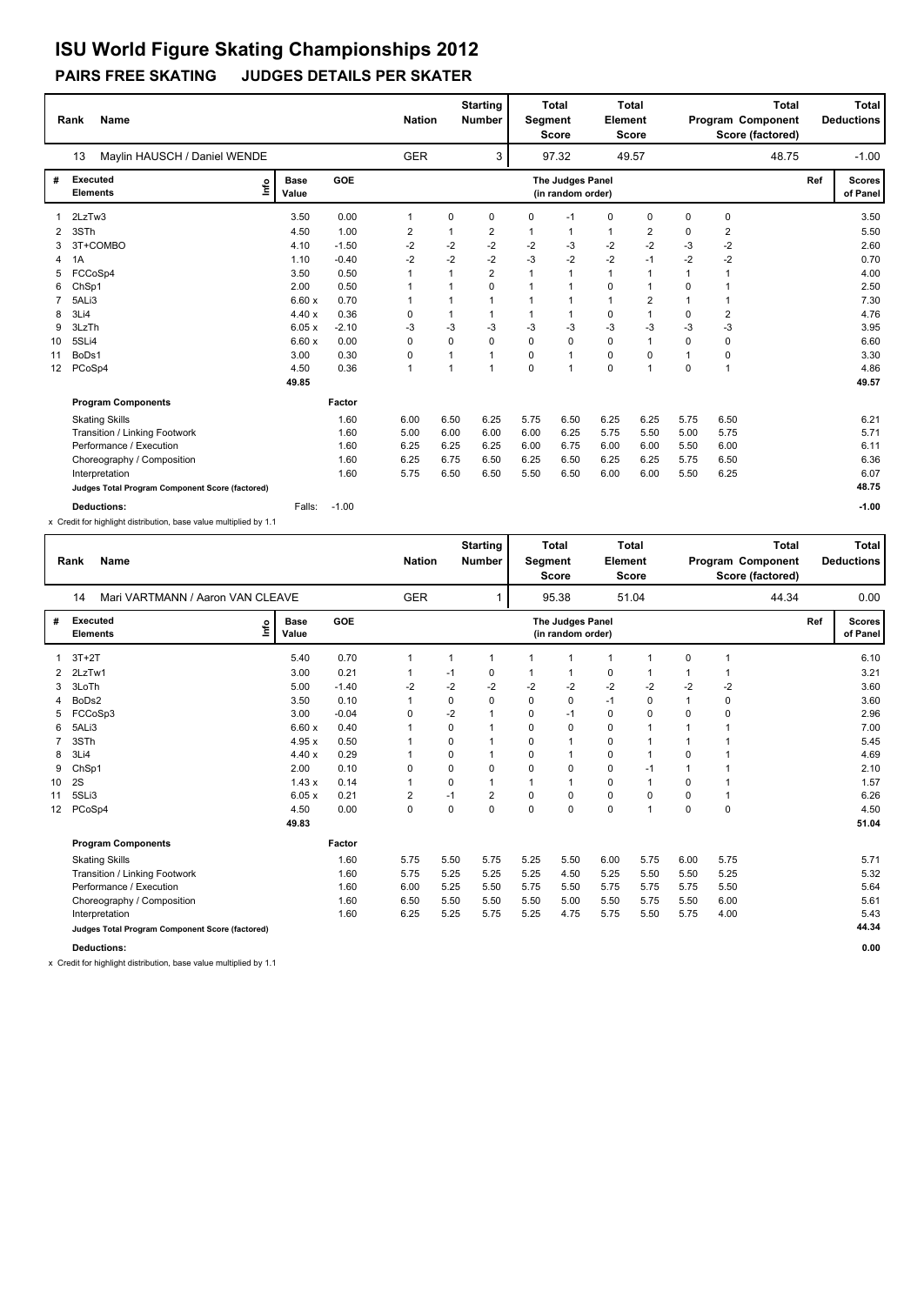# ISU World Figure Skating Championships 2012

## PAIRS FREE SKATING JUDGES DETAILS PER SKATER

| Rank | Name | Nation | Starting Number | Total Segment Score | Total Element Score | Total Program Component Score (factored) | Total Deductions |
|---|---|---|---|---|---|---|---|
| 13 | Maylin HAUSCH / Daniel WENDE | GER | 3 | 97.32 | 49.57 | 48.75 | -1.00 |

| # | Executed Elements | Info | Base Value | GOE | J1 | J2 | J3 | J4 | J5 | J6 | J7 | J8 | J9 | Ref | Scores of Panel |
|---|---|---|---|---|---|---|---|---|---|---|---|---|---|---|---|
| 1 | 2LzTw3 | | 3.50 | 0.00 | 1 | 0 | 0 | 0 | -1 | 0 | 0 | 0 | 0 | | 3.50 |
| 2 | 3STh | | 4.50 | 1.00 | 2 | 1 | 2 | 1 | 1 | 1 | 2 | 0 | 2 | | 5.50 |
| 3 | 3T+COMBO | | 4.10 | -1.50 | -2 | -2 | -2 | -2 | -3 | -2 | -2 | -3 | -2 | | 2.60 |
| 4 | 1A | | 1.10 | -0.40 | -2 | -2 | -2 | -3 | -2 | -2 | -1 | -2 | -2 | | 0.70 |
| 5 | FCCoSp4 | | 3.50 | 0.50 | 1 | 1 | 2 | 1 | 1 | 1 | 1 | 1 | 1 | | 4.00 |
| 6 | ChSp1 | | 2.00 | 0.50 | 1 | 1 | 0 | 1 | 1 | 0 | 1 | 0 | 1 | | 2.50 |
| 7 | 5ALi3 | | 6.60 x | 0.70 | 1 | 1 | 1 | 1 | 1 | 1 | 2 | 1 | 1 | | 7.30 |
| 8 | 3Li4 | | 4.40 x | 0.36 | 0 | 1 | 1 | 1 | 1 | 0 | 1 | 0 | 2 | | 4.76 |
| 9 | 3LzTh | | 6.05 x | -2.10 | -3 | -3 | -3 | -3 | -3 | -3 | -3 | -3 | -3 | | 3.95 |
| 10 | 5SLi4 | | 6.60 x | 0.00 | 0 | 0 | 0 | 0 | 0 | 0 | 1 | 0 | 0 | | 6.60 |
| 11 | BoDs1 | | 3.00 | 0.30 | 0 | 1 | 1 | 0 | 1 | 0 | 0 | 1 | 0 | | 3.30 |
| 12 | PCoSp4 | | 4.50 | 0.36 | 1 | 1 | 1 | 0 | 1 | 0 | 1 | 0 | 1 | | 4.86 |
| | | | 49.85 | | | | | | | | | | | | 49.57 |

| Program Components | Factor | J1 | J2 | J3 | J4 | J5 | J6 | J7 | J8 | J9 | Scores of Panel |
|---|---|---|---|---|---|---|---|---|---|---|---|
| Skating Skills | 1.60 | 6.00 | 6.50 | 6.25 | 5.75 | 6.50 | 6.25 | 6.25 | 5.75 | 6.50 | 6.21 |
| Transition / Linking Footwork | 1.60 | 5.00 | 6.00 | 6.00 | 6.00 | 6.25 | 5.75 | 5.50 | 5.00 | 5.75 | 5.71 |
| Performance / Execution | 1.60 | 6.25 | 6.25 | 6.25 | 6.00 | 6.75 | 6.00 | 6.00 | 5.50 | 6.00 | 6.11 |
| Choreography / Composition | 1.60 | 6.25 | 6.75 | 6.50 | 6.25 | 6.50 | 6.25 | 6.25 | 5.75 | 6.50 | 6.36 |
| Interpretation | 1.60 | 5.75 | 6.50 | 6.50 | 5.50 | 6.50 | 6.00 | 6.00 | 5.50 | 6.25 | 6.07 |
| Judges Total Program Component Score (factored) | | | | | | | | | | | 48.75 |
| Deductions: | Falls: -1.00 | | | | | | | | | | -1.00 |

x Credit for highlight distribution, base value multiplied by 1.1

| Rank | Name | Nation | Starting Number | Total Segment Score | Total Element Score | Total Program Component Score (factored) | Total Deductions |
|---|---|---|---|---|---|---|---|
| 14 | Mari VARTMANN / Aaron VAN CLEAVE | GER | 1 | 95.38 | 51.04 | 44.34 | 0.00 |

| # | Executed Elements | Info | Base Value | GOE | J1 | J2 | J3 | J4 | J5 | J6 | J7 | J8 | J9 | Ref | Scores of Panel |
|---|---|---|---|---|---|---|---|---|---|---|---|---|---|---|---|
| 1 | 3T+2T | | 5.40 | 0.70 | 1 | 1 | 1 | 1 | 1 | 1 | 1 | 0 | 1 | | 6.10 |
| 2 | 2LzTw1 | | 3.00 | 0.21 | 1 | -1 | 0 | 1 | 1 | 0 | 1 | 1 | 1 | | 3.21 |
| 3 | 3LoTh | | 5.00 | -1.40 | -2 | -2 | -2 | -2 | -2 | -2 | -2 | -2 | -2 | | 3.60 |
| 4 | BoDs2 | | 3.50 | 0.10 | 1 | 0 | 0 | 0 | 0 | -1 | 0 | 1 | 0 | | 3.60 |
| 5 | FCCoSp3 | | 3.00 | -0.04 | 0 | -2 | 1 | 0 | -1 | 0 | 0 | 0 | 0 | | 2.96 |
| 6 | 5ALi3 | | 6.60 x | 0.40 | 1 | 0 | 1 | 0 | 0 | 0 | 1 | 1 | 1 | | 7.00 |
| 7 | 3STh | | 4.95 x | 0.50 | 1 | 0 | 1 | 0 | 1 | 0 | 1 | 1 | 1 | | 5.45 |
| 8 | 3Li4 | | 4.40 x | 0.29 | 1 | 0 | 1 | 0 | 1 | 0 | 1 | 0 | 1 | | 4.69 |
| 9 | ChSp1 | | 2.00 | 0.10 | 0 | 0 | 0 | 0 | 0 | 0 | -1 | 1 | 1 | | 2.10 |
| 10 | 2S | | 1.43 x | 0.14 | 1 | 0 | 1 | 1 | 1 | 0 | 1 | 0 | 1 | | 1.57 |
| 11 | 5SLi3 | | 6.05 x | 0.21 | 2 | -1 | 2 | 0 | 0 | 0 | 0 | 0 | 1 | | 6.26 |
| 12 | PCoSp4 | | 4.50 | 0.00 | 0 | 0 | 0 | 0 | 0 | 0 | 1 | 0 | 0 | | 4.50 |
| | | | 49.83 | | | | | | | | | | | | 51.04 |

| Program Components | Factor | J1 | J2 | J3 | J4 | J5 | J6 | J7 | J8 | J9 | Scores of Panel |
|---|---|---|---|---|---|---|---|---|---|---|---|
| Skating Skills | 1.60 | 5.75 | 5.50 | 5.75 | 5.25 | 5.50 | 6.00 | 5.75 | 6.00 | 5.75 | 5.71 |
| Transition / Linking Footwork | 1.60 | 5.75 | 5.25 | 5.25 | 5.25 | 4.50 | 5.25 | 5.50 | 5.50 | 5.25 | 5.32 |
| Performance / Execution | 1.60 | 6.00 | 5.25 | 5.50 | 5.75 | 5.50 | 5.75 | 5.75 | 5.75 | 5.50 | 5.64 |
| Choreography / Composition | 1.60 | 6.50 | 5.50 | 5.50 | 5.50 | 5.00 | 5.50 | 5.75 | 5.50 | 6.00 | 5.61 |
| Interpretation | 1.60 | 6.25 | 5.25 | 5.75 | 5.25 | 4.75 | 5.75 | 5.50 | 5.75 | 4.00 | 5.43 |
| Judges Total Program Component Score (factored) | | | | | | | | | | | 44.34 |
| Deductions: | | | | | | | | | | | 0.00 |

x Credit for highlight distribution, base value multiplied by 1.1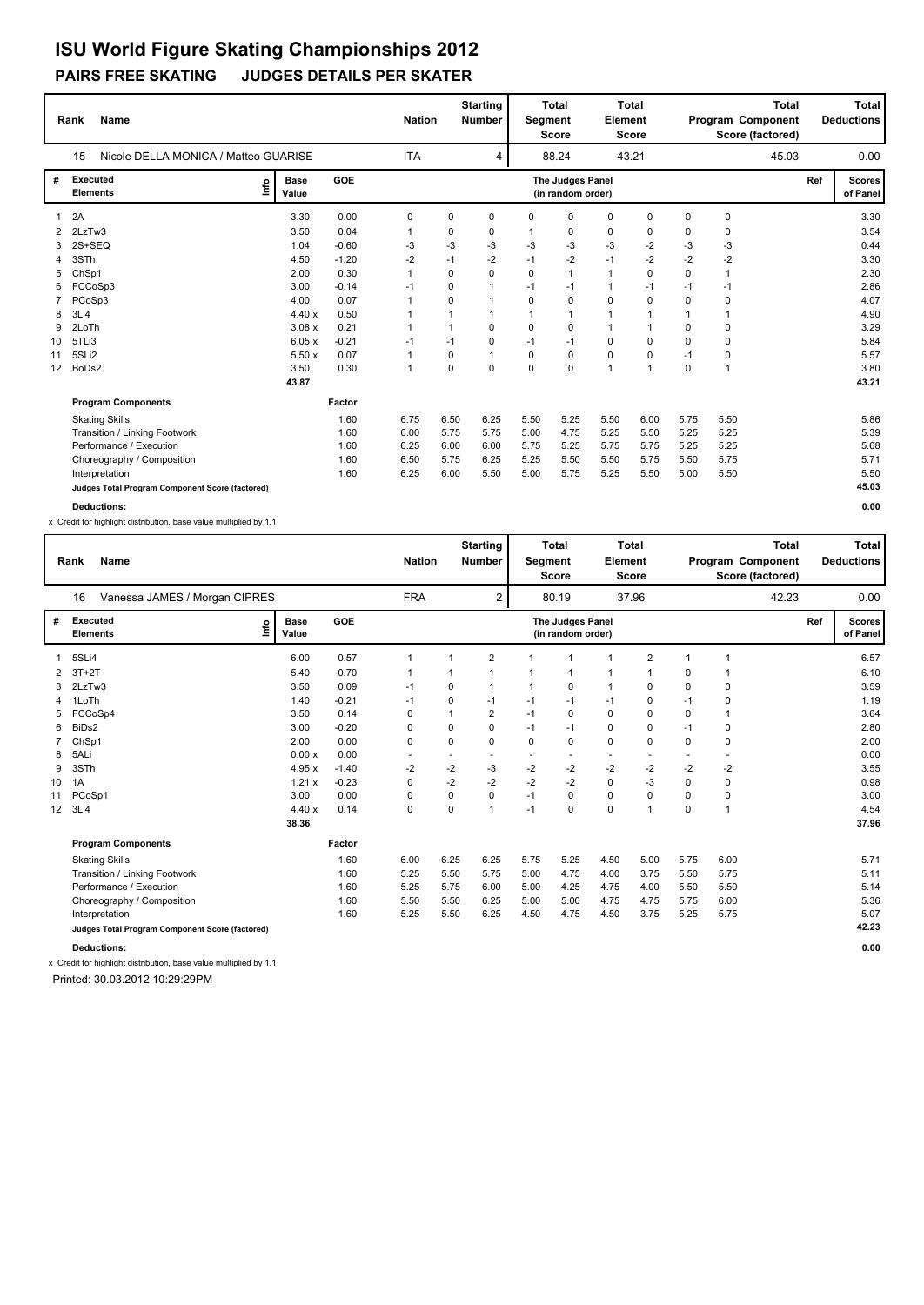# ISU World Figure Skating Championships 2012

## PAIRS FREE SKATING JUDGES DETAILS PER SKATER

| Rank | Name | Nation | Starting Number | Total Segment Score | Total Element Score | Total Program Component Score (factored) | Total Deductions |
|---|---|---|---|---|---|---|---|
| 15 | Nicole DELLA MONICA / Matteo GUARISE | ITA | 4 | 88.24 | 43.21 | 45.03 | 0.00 |

| # | Executed Elements | Info | Base Value | GOE | The Judges Panel (in random order) | | | | | | | | | Ref | Scores of Panel |
|---|---|---|---|---|---|---|---|---|---|---|---|---|---|---|---|
| 1 | 2A | | 3.30 | 0.00 | 0 | 0 | 0 | 0 | 0 | 0 | 0 | 0 | 0 | | 3.30 |
| 2 | 2LzTw3 | | 3.50 | 0.04 | 1 | 0 | 0 | 1 | 0 | 0 | 0 | 0 | 0 | | 3.54 |
| 3 | 2S+SEQ | | 1.04 | -0.60 | -3 | -3 | -3 | -3 | -3 | -3 | -2 | -3 | -3 | | 0.44 |
| 4 | 3STh | | 4.50 | -1.20 | -2 | -1 | -2 | -1 | -2 | -1 | -2 | -2 | -2 | | 3.30 |
| 5 | ChSp1 | | 2.00 | 0.30 | 1 | 0 | 0 | 0 | 1 | 1 | 0 | 0 | 1 | | 2.30 |
| 6 | FCCoSp3 | | 3.00 | -0.14 | -1 | 0 | 1 | -1 | -1 | 1 | -1 | -1 | -1 | | 2.86 |
| 7 | PCoSp3 | | 4.00 | 0.07 | 1 | 0 | 1 | 0 | 0 | 0 | 0 | 0 | 0 | | 4.07 |
| 8 | 3Li4 | | 4.40 x | 0.50 | 1 | 1 | 1 | 1 | 1 | 1 | 1 | 1 | 1 | | 4.90 |
| 9 | 2LoTh | | 3.08 x | 0.21 | 1 | 1 | 0 | 0 | 0 | 1 | 1 | 0 | 0 | | 3.29 |
| 10 | 5TLi3 | | 6.05 x | -0.21 | -1 | -1 | 0 | -1 | -1 | 0 | 0 | 0 | 0 | | 5.84 |
| 11 | 5SLi2 | | 5.50 x | 0.07 | 1 | 0 | 1 | 0 | 0 | 0 | 0 | -1 | 0 | | 5.57 |
| 12 | BoDs2 | | 3.50 | 0.30 | 1 | 0 | 0 | 0 | 0 | 1 | 1 | 0 | 1 | | 3.80 |
| | | | 43.87 | | | | | | | | | | | | 43.21 |

| Program Components | Factor | | | | | | | | | | |
|---|---|---|---|---|---|---|---|---|---|---|---|
| Skating Skills | 1.60 | 6.75 | 6.50 | 6.25 | 5.50 | 5.25 | 5.50 | 6.00 | 5.75 | 5.50 | 5.86 |
| Transition / Linking Footwork | 1.60 | 6.00 | 5.75 | 5.75 | 5.00 | 4.75 | 5.25 | 5.50 | 5.25 | 5.25 | 5.39 |
| Performance / Execution | 1.60 | 6.25 | 6.00 | 6.00 | 5.75 | 5.25 | 5.75 | 5.75 | 5.25 | 5.25 | 5.68 |
| Choreography / Composition | 1.60 | 6.50 | 5.75 | 6.25 | 5.25 | 5.50 | 5.50 | 5.75 | 5.50 | 5.75 | 5.71 |
| Interpretation | 1.60 | 6.25 | 6.00 | 5.50 | 5.00 | 5.75 | 5.25 | 5.50 | 5.00 | 5.50 | 5.50 |
| Judges Total Program Component Score (factored) | | | | | | | | | | | 45.03 |

**Deductions:** 0.00

x Credit for highlight distribution, base value multiplied by 1.1

| Rank | Name | Nation | Starting Number | Total Segment Score | Total Element Score | Total Program Component Score (factored) | Total Deductions |
|---|---|---|---|---|---|---|---|
| 16 | Vanessa JAMES / Morgan CIPRES | FRA | 2 | 80.19 | 37.96 | 42.23 | 0.00 |

| # | Executed Elements | Info | Base Value | GOE | The Judges Panel (in random order) | | | | | | | | | Ref | Scores of Panel |
|---|---|---|---|---|---|---|---|---|---|---|---|---|---|---|---|
| 1 | 5SLi4 | | 6.00 | 0.57 | 1 | 1 | 2 | 1 | 1 | 1 | 2 | 1 | 1 | | 6.57 |
| 2 | 3T+2T | | 5.40 | 0.70 | 1 | 1 | 1 | 1 | 1 | 1 | 1 | 0 | 1 | | 6.10 |
| 3 | 2LzTw3 | | 3.50 | 0.09 | -1 | 0 | 1 | 1 | 0 | 1 | 0 | 0 | 0 | | 3.59 |
| 4 | 1LoTh | | 1.40 | -0.21 | -1 | 0 | -1 | -1 | -1 | -1 | 0 | -1 | 0 | | 1.19 |
| 5 | FCCoSp4 | | 3.50 | 0.14 | 0 | 1 | 2 | -1 | 0 | 0 | 0 | 0 | 1 | | 3.64 |
| 6 | BiDs2 | | 3.00 | -0.20 | 0 | 0 | 0 | -1 | -1 | 0 | 0 | -1 | 0 | | 2.80 |
| 7 | ChSp1 | | 2.00 | 0.00 | 0 | 0 | 0 | 0 | 0 | 0 | 0 | 0 | 0 | | 2.00 |
| 8 | 5ALi | | 0.00 x | 0.00 | - | - | - | - | - | - | - | - | - | | 0.00 |
| 9 | 3STh | | 4.95 x | -1.40 | -2 | -2 | -3 | -2 | -2 | -2 | -2 | -2 | -2 | | 3.55 |
| 10 | 1A | | 1.21 x | -0.23 | 0 | -2 | -2 | -2 | -2 | 0 | -3 | 0 | 0 | | 0.98 |
| 11 | PCoSp1 | | 3.00 | 0.00 | 0 | 0 | 0 | -1 | 0 | 0 | 0 | 0 | 0 | | 3.00 |
| 12 | 3Li4 | | 4.40 x | 0.14 | 0 | 0 | 1 | -1 | 0 | 0 | 1 | 0 | 1 | | 4.54 |
| | | | 38.36 | | | | | | | | | | | | 37.96 |

| Program Components | Factor | | | | | | | | | | |
|---|---|---|---|---|---|---|---|---|---|---|---|
| Skating Skills | 1.60 | 6.00 | 6.25 | 6.25 | 5.75 | 5.25 | 4.50 | 5.00 | 5.75 | 6.00 | 5.71 |
| Transition / Linking Footwork | 1.60 | 5.25 | 5.50 | 5.75 | 5.00 | 4.75 | 4.00 | 3.75 | 5.50 | 5.75 | 5.11 |
| Performance / Execution | 1.60 | 5.25 | 5.75 | 6.00 | 5.00 | 4.25 | 4.75 | 4.00 | 5.50 | 5.50 | 5.14 |
| Choreography / Composition | 1.60 | 5.50 | 5.50 | 6.25 | 5.00 | 5.00 | 4.75 | 4.75 | 5.75 | 6.00 | 5.36 |
| Interpretation | 1.60 | 5.25 | 5.50 | 6.25 | 4.50 | 4.75 | 4.50 | 3.75 | 5.25 | 5.75 | 5.07 |
| Judges Total Program Component Score (factored) | | | | | | | | | | | 42.23 |

**Deductions:** 0.00

x Credit for highlight distribution, base value multiplied by 1.1

Printed: 30.03.2012 10:29:29PM